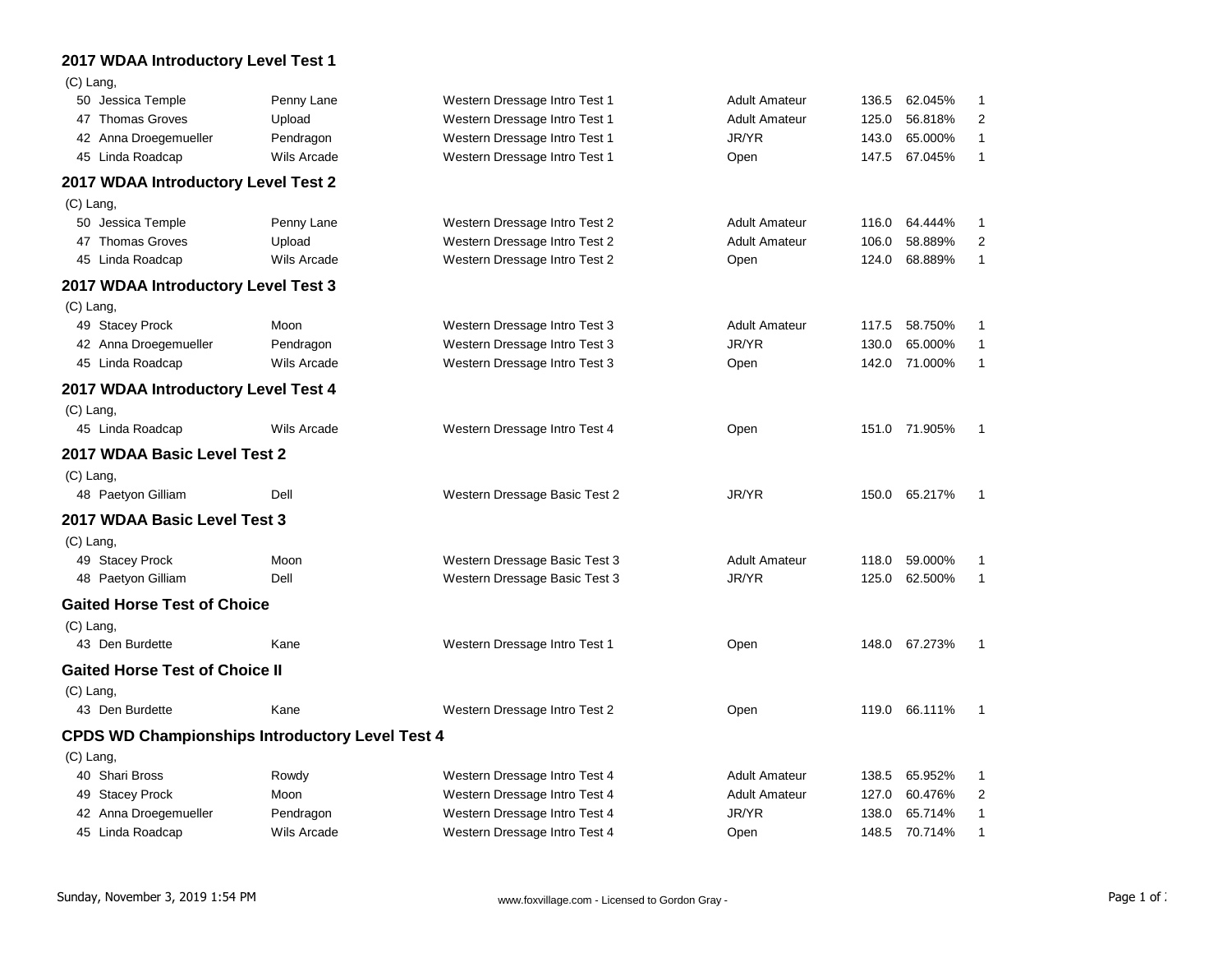## 2017 WDAA Introductory Level Test 1

(C) Lang,

| No. | Rider | Horse | Test | Division | Score | Percent | Place |
|---|---|---|---|---|---|---|---|
| 50 | Jessica Temple | Penny Lane | Western Dressage Intro Test 1 | Adult Amateur | 136.5 | 62.045% | 1 |
| 47 | Thomas Groves | Upload | Western Dressage Intro Test 1 | Adult Amateur | 125.0 | 56.818% | 2 |
| 42 | Anna Droegemueller | Pendragon | Western Dressage Intro Test 1 | JR/YR | 143.0 | 65.000% | 1 |
| 45 | Linda Roadcap | Wils Arcade | Western Dressage Intro Test 1 | Open | 147.5 | 67.045% | 1 |

## 2017 WDAA Introductory Level Test 2

(C) Lang,

| No. | Rider | Horse | Test | Division | Score | Percent | Place |
|---|---|---|---|---|---|---|---|
| 50 | Jessica Temple | Penny Lane | Western Dressage Intro Test 2 | Adult Amateur | 116.0 | 64.444% | 1 |
| 47 | Thomas Groves | Upload | Western Dressage Intro Test 2 | Adult Amateur | 106.0 | 58.889% | 2 |
| 45 | Linda Roadcap | Wils Arcade | Western Dressage Intro Test 2 | Open | 124.0 | 68.889% | 1 |

## 2017 WDAA Introductory Level Test 3

(C) Lang,

| No. | Rider | Horse | Test | Division | Score | Percent | Place |
|---|---|---|---|---|---|---|---|
| 49 | Stacey Prock | Moon | Western Dressage Intro Test 3 | Adult Amateur | 117.5 | 58.750% | 1 |
| 42 | Anna Droegemueller | Pendragon | Western Dressage Intro Test 3 | JR/YR | 130.0 | 65.000% | 1 |
| 45 | Linda Roadcap | Wils Arcade | Western Dressage Intro Test 3 | Open | 142.0 | 71.000% | 1 |

## 2017 WDAA Introductory Level Test 4

(C) Lang,

| No. | Rider | Horse | Test | Division | Score | Percent | Place |
|---|---|---|---|---|---|---|---|
| 45 | Linda Roadcap | Wils Arcade | Western Dressage Intro Test 4 | Open | 151.0 | 71.905% | 1 |

## 2017 WDAA Basic Level Test 2

(C) Lang,

| No. | Rider | Horse | Test | Division | Score | Percent | Place |
|---|---|---|---|---|---|---|---|
| 48 | Paetyon Gilliam | Dell | Western Dressage Basic Test 2 | JR/YR | 150.0 | 65.217% | 1 |

## 2017 WDAA Basic Level Test 3

(C) Lang,

| No. | Rider | Horse | Test | Division | Score | Percent | Place |
|---|---|---|---|---|---|---|---|
| 49 | Stacey Prock | Moon | Western Dressage Basic Test 3 | Adult Amateur | 118.0 | 59.000% | 1 |
| 48 | Paetyon Gilliam | Dell | Western Dressage Basic Test 3 | JR/YR | 125.0 | 62.500% | 1 |

## Gaited Horse Test of Choice

(C) Lang,

| No. | Rider | Horse | Test | Division | Score | Percent | Place |
|---|---|---|---|---|---|---|---|
| 43 | Den Burdette | Kane | Western Dressage Intro Test 1 | Open | 148.0 | 67.273% | 1 |

## Gaited Horse Test of Choice II

(C) Lang,

| No. | Rider | Horse | Test | Division | Score | Percent | Place |
|---|---|---|---|---|---|---|---|
| 43 | Den Burdette | Kane | Western Dressage Intro Test 2 | Open | 119.0 | 66.111% | 1 |

## CPDS WD Championships Introductory Level Test 4

(C) Lang,

| No. | Rider | Horse | Test | Division | Score | Percent | Place |
|---|---|---|---|---|---|---|---|
| 40 | Shari Bross | Rowdy | Western Dressage Intro Test 4 | Adult Amateur | 138.5 | 65.952% | 1 |
| 49 | Stacey Prock | Moon | Western Dressage Intro Test 4 | Adult Amateur | 127.0 | 60.476% | 2 |
| 42 | Anna Droegemueller | Pendragon | Western Dressage Intro Test 4 | JR/YR | 138.0 | 65.714% | 1 |
| 45 | Linda Roadcap | Wils Arcade | Western Dressage Intro Test 4 | Open | 148.5 | 70.714% | 1 |

Sunday, November 3, 2019 1:54 PM — www.foxvillage.com - Licensed to Gordon Gray -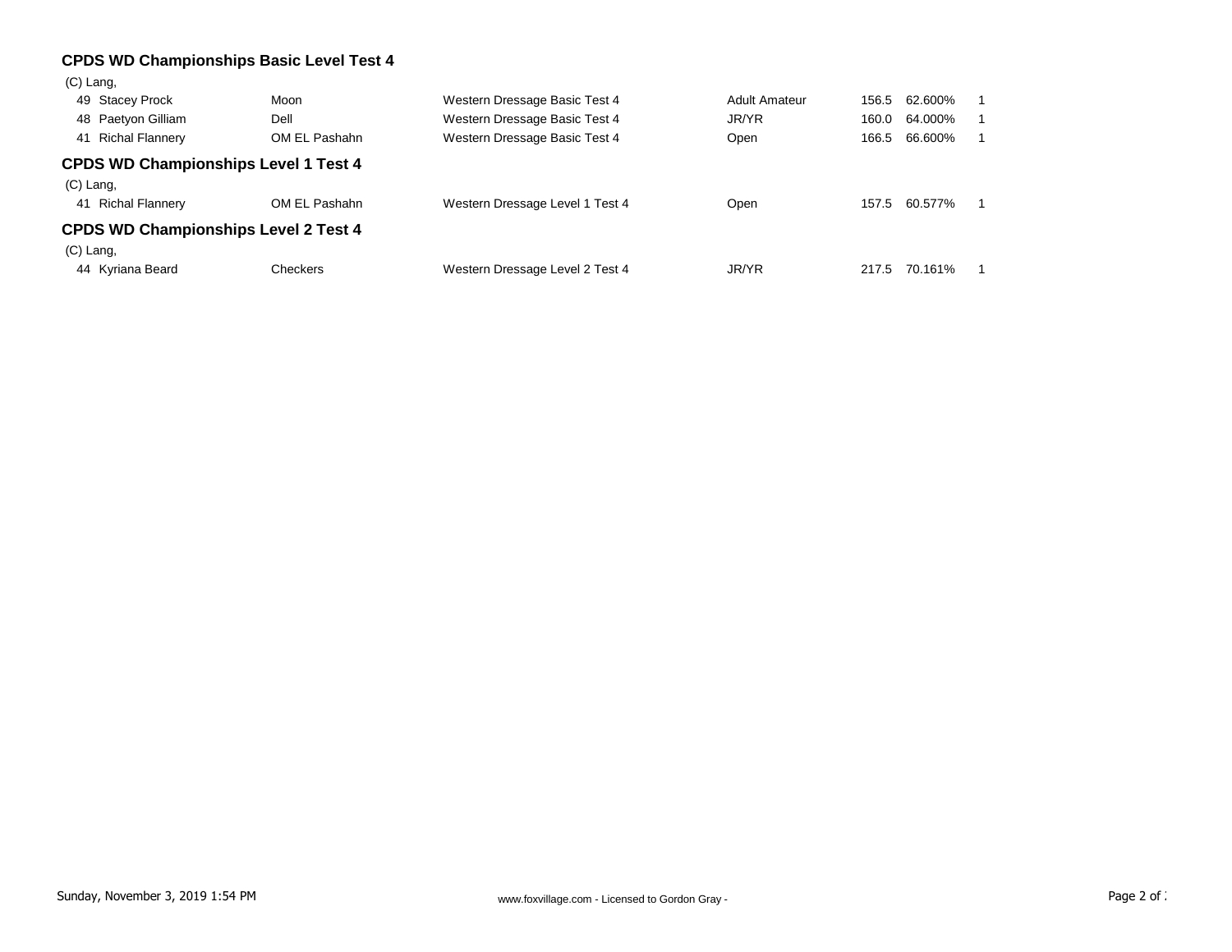### CPDS WD Championships Basic Level Test 4

(C) Lang,

| | | | | | | | |
|---|---|---|---|---|---|---|---|
| 49 | Stacey Prock | Moon | Western Dressage Basic Test 4 | Adult Amateur | 156.5 | 62.600% | 1 |
| 48 | Paetyon Gilliam | Dell | Western Dressage Basic Test 4 | JR/YR | 160.0 | 64.000% | 1 |
| 41 | Richal Flannery | OM EL Pashahn | Western Dressage Basic Test 4 | Open | 166.5 | 66.600% | 1 |

### CPDS WD Championships Level 1 Test 4

(C) Lang,

| | | | | | | | |
|---|---|---|---|---|---|---|---|
| 41 | Richal Flannery | OM EL Pashahn | Western Dressage Level 1 Test 4 | Open | 157.5 | 60.577% | 1 |

### CPDS WD Championships Level 2 Test 4

(C) Lang,

| | | | | | | | |
|---|---|---|---|---|---|---|---|
| 44 | Kyriana Beard | Checkers | Western Dressage Level 2 Test 4 | JR/YR | 217.5 | 70.161% | 1 |

Sunday, November 3, 2019 1:54 PM

www.foxvillage.com - Licensed to Gordon Gray -